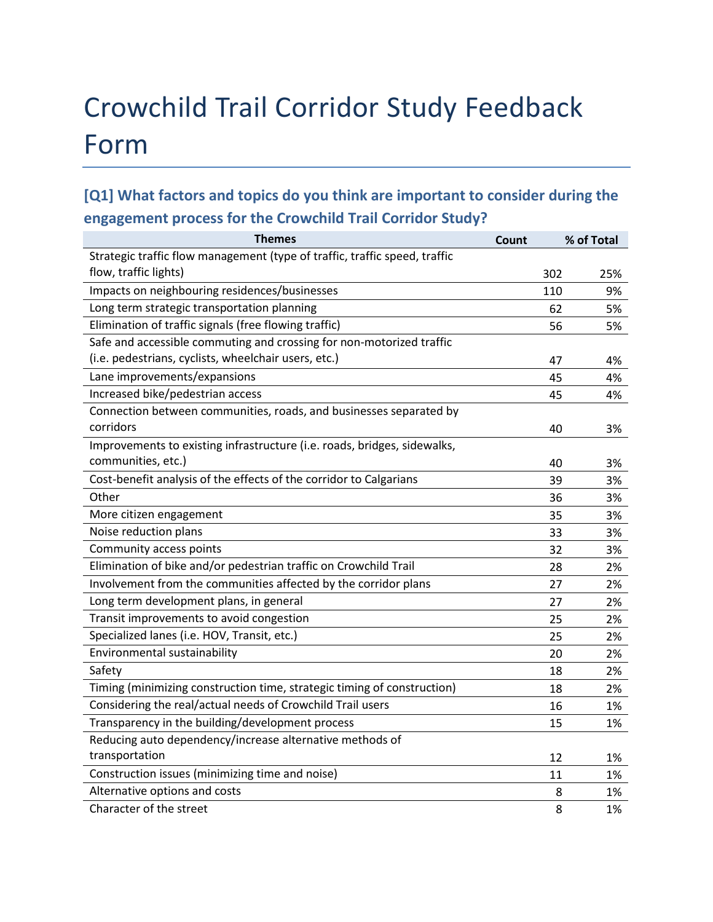# Crowchild Trail Corridor Study Feedback Form

## [Q1] What factors and topics do you think are important to consider during the engagement process for the Crowchild Trail Corridor Study?

| Themes | Count | % of Total |
|---|---|---|
| Strategic traffic flow management (type of traffic, traffic speed, traffic flow, traffic lights) | 302 | 25% |
| Impacts on neighbouring residences/businesses | 110 | 9% |
| Long term strategic transportation planning | 62 | 5% |
| Elimination of traffic signals (free flowing traffic) | 56 | 5% |
| Safe and accessible commuting and crossing for non-motorized traffic (i.e. pedestrians, cyclists, wheelchair users, etc.) | 47 | 4% |
| Lane improvements/expansions | 45 | 4% |
| Increased bike/pedestrian access | 45 | 4% |
| Connection between communities, roads, and businesses separated by corridors | 40 | 3% |
| Improvements to existing infrastructure (i.e. roads, bridges, sidewalks, communities, etc.) | 40 | 3% |
| Cost-benefit analysis of the effects of the corridor to Calgarians | 39 | 3% |
| Other | 36 | 3% |
| More citizen engagement | 35 | 3% |
| Noise reduction plans | 33 | 3% |
| Community access points | 32 | 3% |
| Elimination of bike and/or pedestrian traffic on Crowchild Trail | 28 | 2% |
| Involvement from the communities affected by the corridor plans | 27 | 2% |
| Long term development plans, in general | 27 | 2% |
| Transit improvements to avoid congestion | 25 | 2% |
| Specialized lanes (i.e. HOV, Transit, etc.) | 25 | 2% |
| Environmental sustainability | 20 | 2% |
| Safety | 18 | 2% |
| Timing (minimizing construction time, strategic timing of construction) | 18 | 2% |
| Considering the real/actual needs of Crowchild Trail users | 16 | 1% |
| Transparency in the building/development process | 15 | 1% |
| Reducing auto dependency/increase alternative methods of transportation | 12 | 1% |
| Construction issues (minimizing time and noise) | 11 | 1% |
| Alternative options and costs | 8 | 1% |
| Character of the street | 8 | 1% |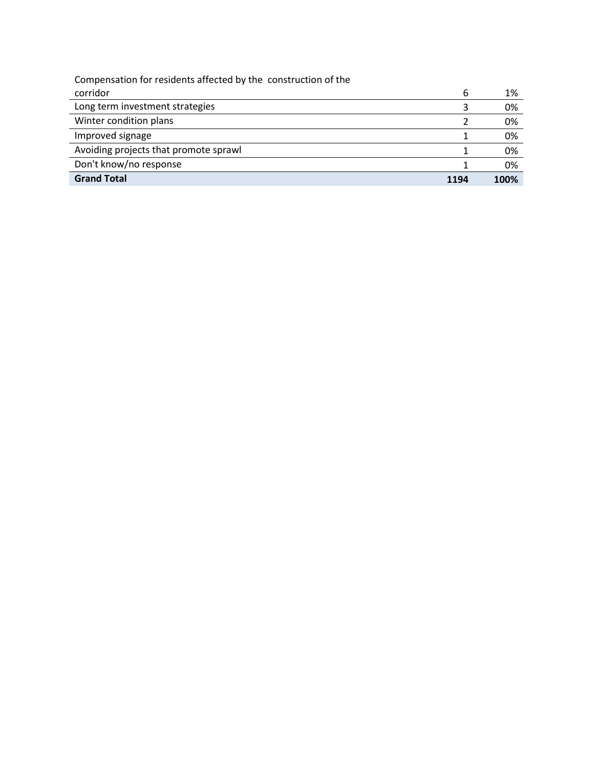| | | |
|---|---|---|
| Compensation for residents affected by the construction of the corridor | 6 | 1% |
| Long term investment strategies | 3 | 0% |
| Winter condition plans | 2 | 0% |
| Improved signage | 1 | 0% |
| Avoiding projects that promote sprawl | 1 | 0% |
| Don't know/no response | 1 | 0% |
| **Grand Total** | **1194** | **100%** |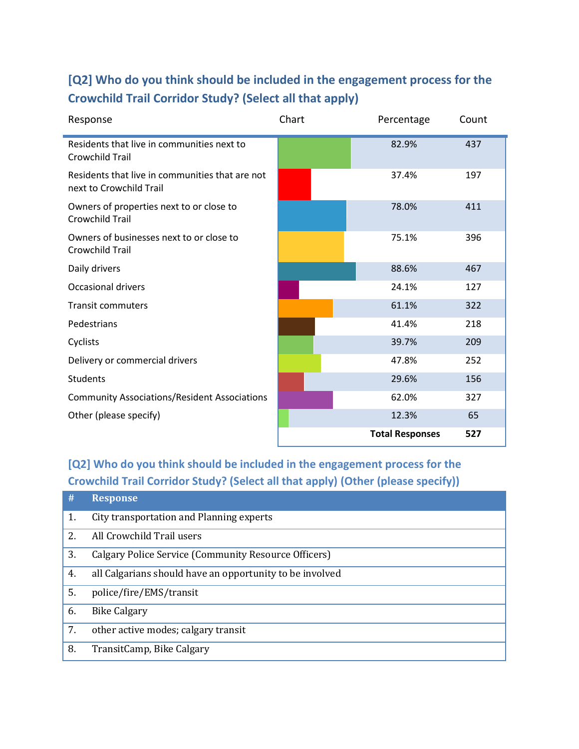### [Q2] Who do you think should be included in the engagement process for the Crowchild Trail Corridor Study? (Select all that apply)

| Response | Chart | Percentage | Count |
|---|---|---|---|
| Residents that live in communities next to Crowchild Trail | | 82.9% | 437 |
| Residents that live in communities that are not next to Crowchild Trail | | 37.4% | 197 |
| Owners of properties next to or close to Crowchild Trail | | 78.0% | 411 |
| Owners of businesses next to or close to Crowchild Trail | | 75.1% | 396 |
| Daily drivers | | 88.6% | 467 |
| Occasional drivers | | 24.1% | 127 |
| Transit commuters | | 61.1% | 322 |
| Pedestrians | | 41.4% | 218 |
| Cyclists | | 39.7% | 209 |
| Delivery or commercial drivers | | 47.8% | 252 |
| Students | | 29.6% | 156 |
| Community Associations/Resident Associations | | 62.0% | 327 |
| Other (please specify) | | 12.3% | 65 |
| | | **Total Responses** | **527** |

### [Q2] Who do you think should be included in the engagement process for the Crowchild Trail Corridor Study? (Select all that apply) (Other (please specify))

| # | Response |
|---|---|
| 1. | City transportation and Planning experts |
| 2. | All Crowchild Trail users |
| 3. | Calgary Police Service (Community Resource Officers) |
| 4. | all Calgarians should have an opportunity to be involved |
| 5. | police/fire/EMS/transit |
| 6. | Bike Calgary |
| 7. | other active modes; calgary transit |
| 8. | TransitCamp, Bike Calgary |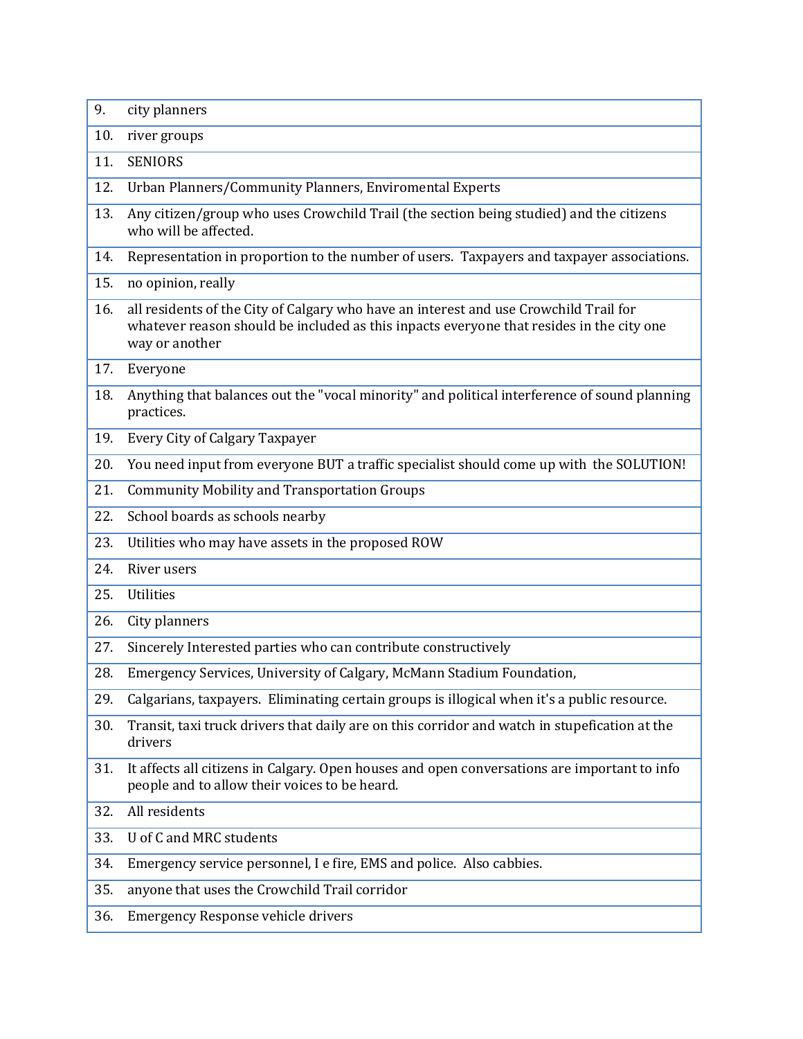| | |
|---|---|
| 9. | city planners |
| 10. | river groups |
| 11. | SENIORS |
| 12. | Urban Planners/Community Planners, Enviromental Experts |
| 13. | Any citizen/group who uses Crowchild Trail (the section being studied) and the citizens who will be affected. |
| 14. | Representation in proportion to the number of users. Taxpayers and taxpayer associations. |
| 15. | no opinion, really |
| 16. | all residents of the City of Calgary who have an interest and use Crowchild Trail for whatever reason should be included as this inpacts everyone that resides in the city one way or another |
| 17. | Everyone |
| 18. | Anything that balances out the "vocal minority" and political interference of sound planning practices. |
| 19. | Every City of Calgary Taxpayer |
| 20. | You need input from everyone BUT a traffic specialist should come up with the SOLUTION! |
| 21. | Community Mobility and Transportation Groups |
| 22. | School boards as schools nearby |
| 23. | Utilities who may have assets in the proposed ROW |
| 24. | River users |
| 25. | Utilities |
| 26. | City planners |
| 27. | Sincerely Interested parties who can contribute constructively |
| 28. | Emergency Services, University of Calgary, McMann Stadium Foundation, |
| 29. | Calgarians, taxpayers. Eliminating certain groups is illogical when it's a public resource. |
| 30. | Transit, taxi truck drivers that daily are on this corridor and watch in stupefication at the drivers |
| 31. | It affects all citizens in Calgary. Open houses and open conversations are important to info people and to allow their voices to be heard. |
| 32. | All residents |
| 33. | U of C and MRC students |
| 34. | Emergency service personnel, I e fire, EMS and police. Also cabbies. |
| 35. | anyone that uses the Crowchild Trail corridor |
| 36. | Emergency Response vehicle drivers |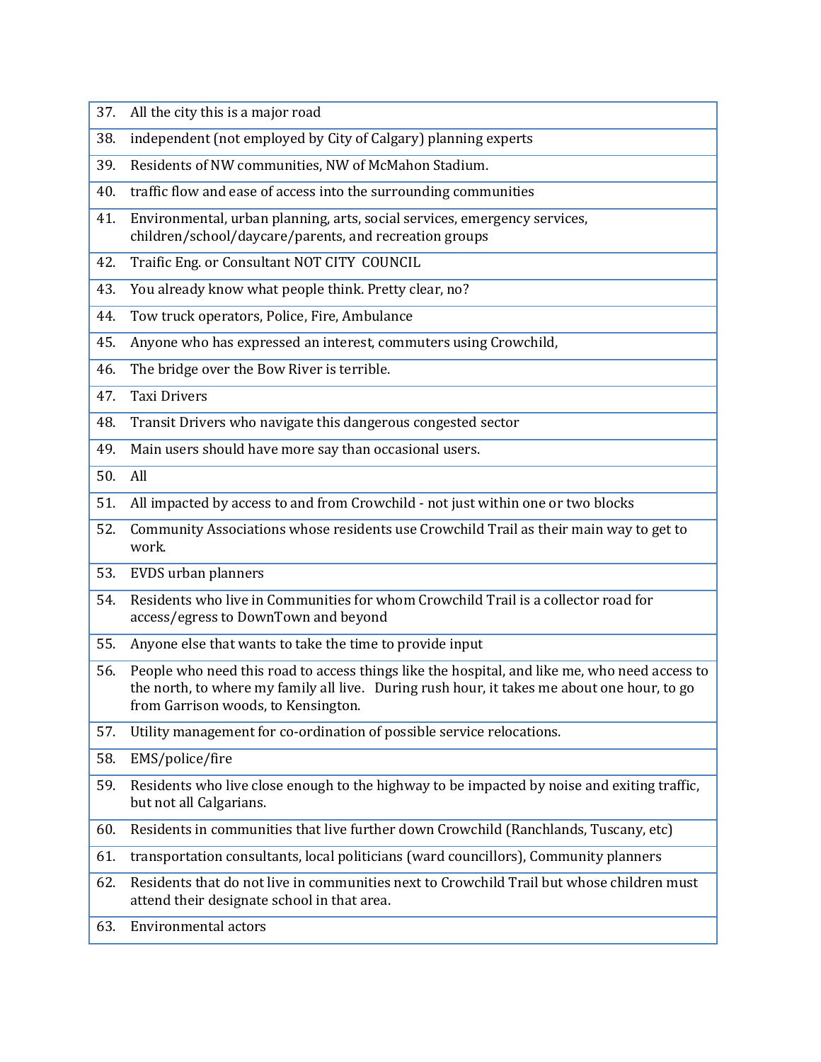| | |
|---|---|
| 37. | All the city this is a major road |
| 38. | independent (not employed by City of Calgary) planning experts |
| 39. | Residents of NW communities, NW of McMahon Stadium. |
| 40. | traffic flow and ease of access into the surrounding communities |
| 41. | Environmental, urban planning, arts, social services, emergency services, children/school/daycare/parents, and recreation groups |
| 42. | Traific Eng. or Consultant NOT CITY COUNCIL |
| 43. | You already know what people think. Pretty clear, no? |
| 44. | Tow truck operators, Police, Fire, Ambulance |
| 45. | Anyone who has expressed an interest, commuters using Crowchild, |
| 46. | The bridge over the Bow River is terrible. |
| 47. | Taxi Drivers |
| 48. | Transit Drivers who navigate this dangerous congested sector |
| 49. | Main users should have more say than occasional users. |
| 50. | All |
| 51. | All impacted by access to and from Crowchild - not just within one or two blocks |
| 52. | Community Associations whose residents use Crowchild Trail as their main way to get to work. |
| 53. | EVDS urban planners |
| 54. | Residents who live in Communities for whom Crowchild Trail is a collector road for access/egress to DownTown and beyond |
| 55. | Anyone else that wants to take the time to provide input |
| 56. | People who need this road to access things like the hospital, and like me, who need access to the north, to where my family all live. During rush hour, it takes me about one hour, to go from Garrison woods, to Kensington. |
| 57. | Utility management for co-ordination of possible service relocations. |
| 58. | EMS/police/fire |
| 59. | Residents who live close enough to the highway to be impacted by noise and exiting traffic, but not all Calgarians. |
| 60. | Residents in communities that live further down Crowchild (Ranchlands, Tuscany, etc) |
| 61. | transportation consultants, local politicians (ward councillors), Community planners |
| 62. | Residents that do not live in communities next to Crowchild Trail but whose children must attend their designate school in that area. |
| 63. | Environmental actors |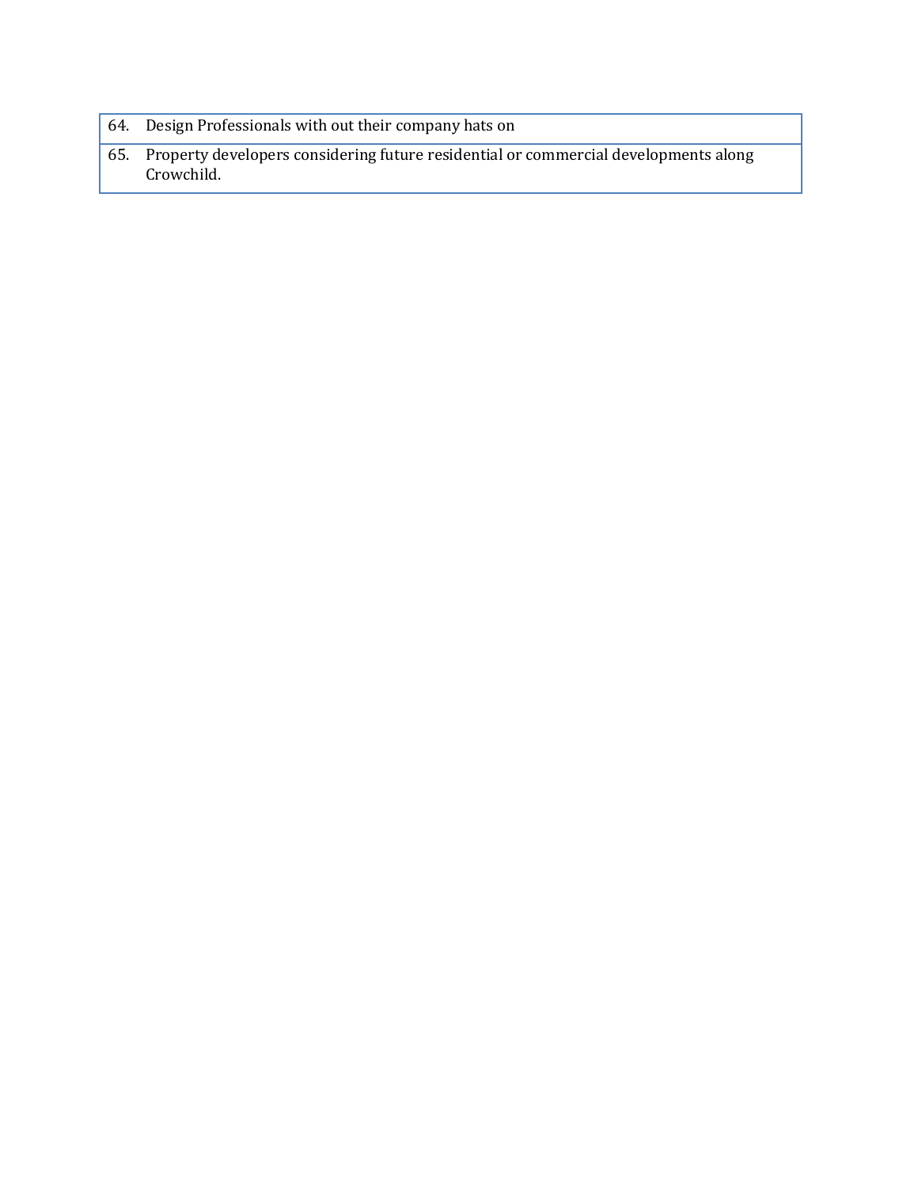| | |
|---|---|
| 64. | Design Professionals with out their company hats on |
| 65. | Property developers considering future residential or commercial developments along Crowchild. |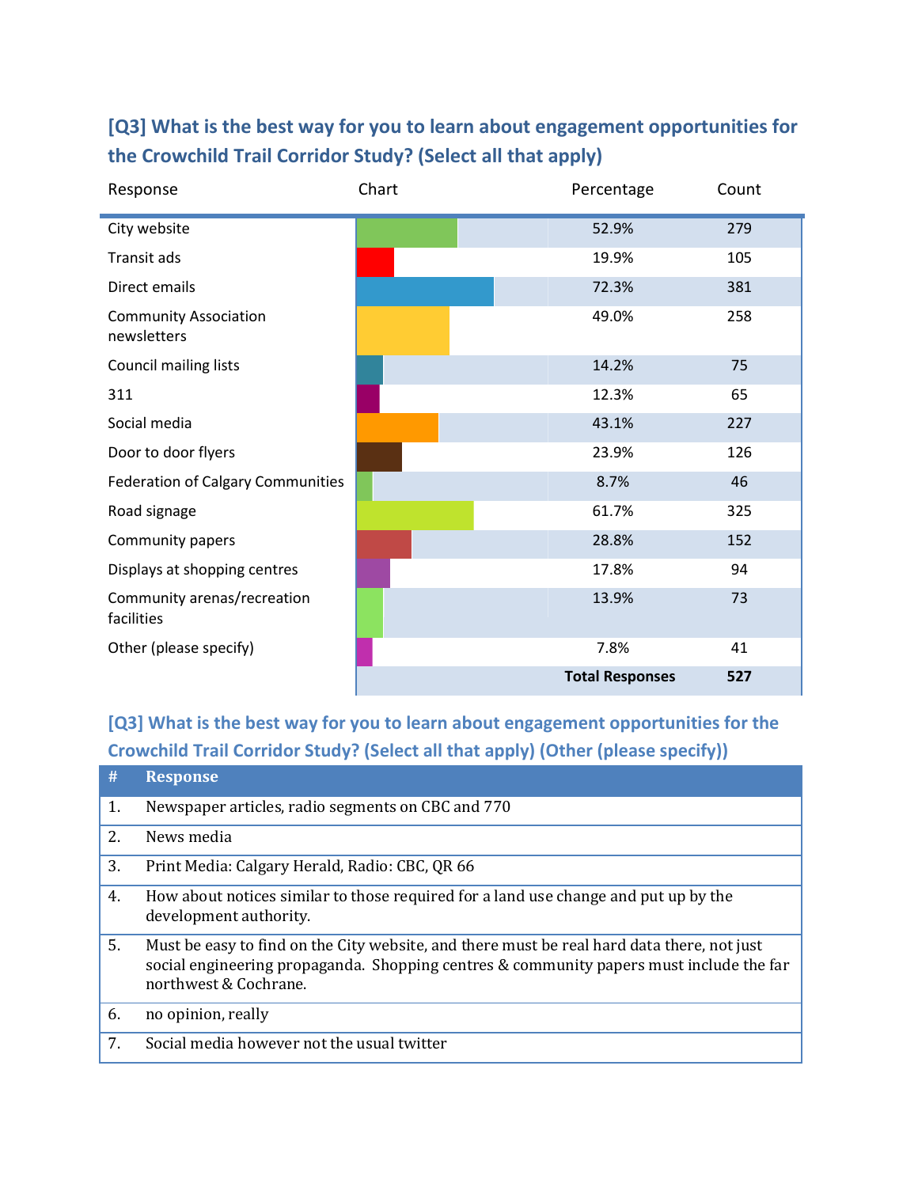## [Q3] What is the best way for you to learn about engagement opportunities for the Crowchild Trail Corridor Study? (Select all that apply)

| Response | Chart | Percentage | Count |
|---|---|---|---|
| City website | | 52.9% | 279 |
| Transit ads | | 19.9% | 105 |
| Direct emails | | 72.3% | 381 |
| Community Association newsletters | | 49.0% | 258 |
| Council mailing lists | | 14.2% | 75 |
| 311 | | 12.3% | 65 |
| Social media | | 43.1% | 227 |
| Door to door flyers | | 23.9% | 126 |
| Federation of Calgary Communities | | 8.7% | 46 |
| Road signage | | 61.7% | 325 |
| Community papers | | 28.8% | 152 |
| Displays at shopping centres | | 17.8% | 94 |
| Community arenas/recreation facilities | | 13.9% | 73 |
| Other (please specify) | | 7.8% | 41 |
| | | **Total Responses** | **527** |

## [Q3] What is the best way for you to learn about engagement opportunities for the Crowchild Trail Corridor Study? (Select all that apply) (Other (please specify))

| # | Response |
|---|---|
| 1. | Newspaper articles, radio segments on CBC and 770 |
| 2. | News media |
| 3. | Print Media: Calgary Herald, Radio: CBC, QR 66 |
| 4. | How about notices similar to those required for a land use change and put up by the development authority. |
| 5. | Must be easy to find on the City website, and there must be real hard data there, not just social engineering propaganda. Shopping centres & community papers must include the far northwest & Cochrane. |
| 6. | no opinion, really |
| 7. | Social media however not the usual twitter |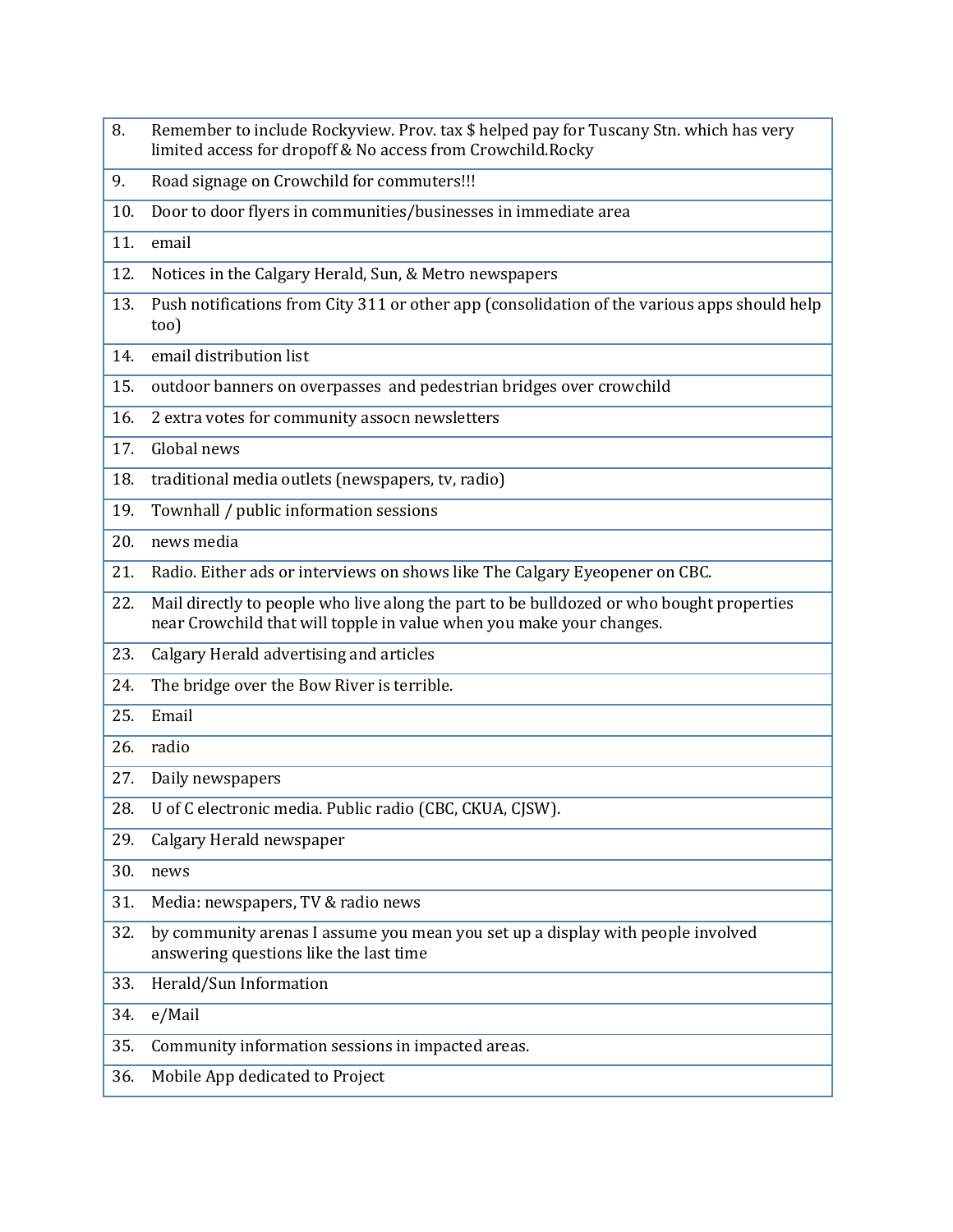| | |
|---|---|
| 8. | Remember to include Rockyview. Prov. tax $ helped pay for Tuscany Stn. which has very limited access for dropoff & No access from Crowchild.Rocky |
| 9. | Road signage on Crowchild for commuters!!! |
| 10. | Door to door flyers in communities/businesses in immediate area |
| 11. | email |
| 12. | Notices in the Calgary Herald, Sun, & Metro newspapers |
| 13. | Push notifications from City 311 or other app (consolidation of the various apps should help too) |
| 14. | email distribution list |
| 15. | outdoor banners on overpasses and pedestrian bridges over crowchild |
| 16. | 2 extra votes for community assocn newsletters |
| 17. | Global news |
| 18. | traditional media outlets (newspapers, tv, radio) |
| 19. | Townhall / public information sessions |
| 20. | news media |
| 21. | Radio. Either ads or interviews on shows like The Calgary Eyeopener on CBC. |
| 22. | Mail directly to people who live along the part to be bulldozed or who bought properties near Crowchild that will topple in value when you make your changes. |
| 23. | Calgary Herald advertising and articles |
| 24. | The bridge over the Bow River is terrible. |
| 25. | Email |
| 26. | radio |
| 27. | Daily newspapers |
| 28. | U of C electronic media. Public radio (CBC, CKUA, CJSW). |
| 29. | Calgary Herald newspaper |
| 30. | news |
| 31. | Media: newspapers, TV & radio news |
| 32. | by community arenas I assume you mean you set up a display with people involved answering questions like the last time |
| 33. | Herald/Sun Information |
| 34. | e/Mail |
| 35. | Community information sessions in impacted areas. |
| 36. | Mobile App dedicated to Project |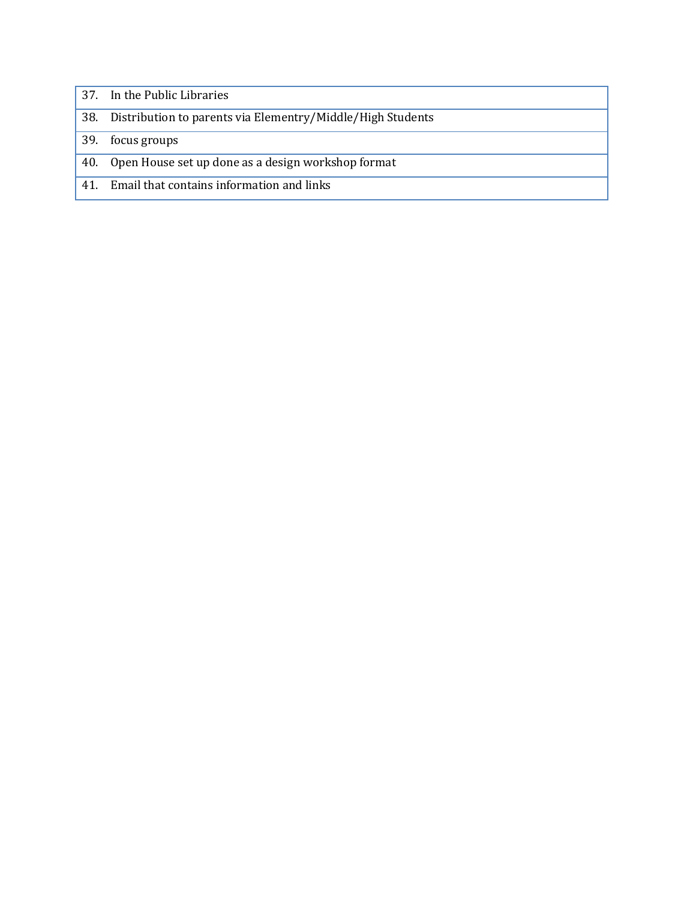| | |
|---|---|
| 37. | In the Public Libraries |
| 38. | Distribution to parents via Elementry/Middle/High Students |
| 39. | focus groups |
| 40. | Open House set up done as a design workshop format |
| 41. | Email that contains information and links |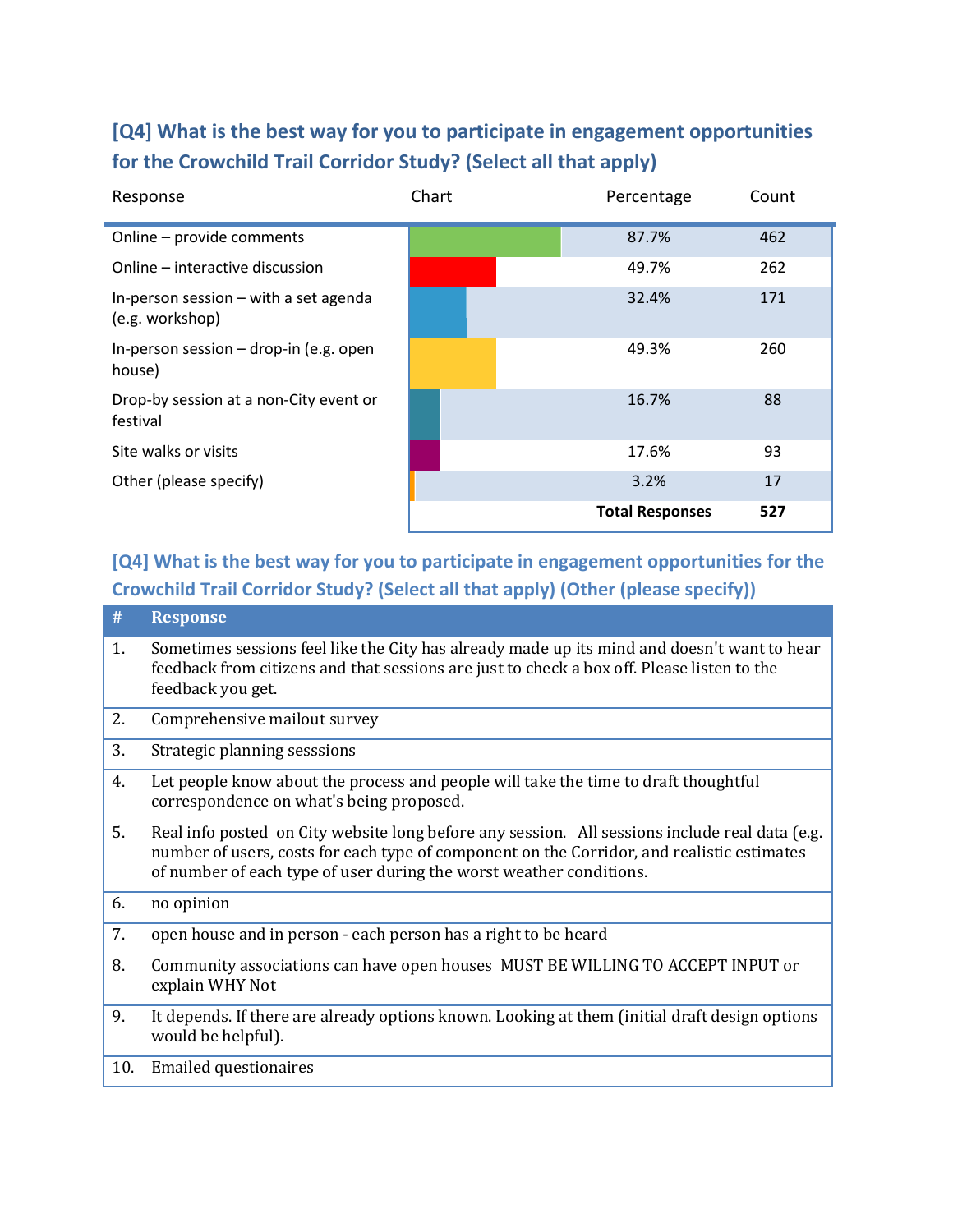### [Q4] What is the best way for you to participate in engagement opportunities for the Crowchild Trail Corridor Study? (Select all that apply)

| Response | Chart | Percentage | Count |
|---|---|---|---|
| Online – provide comments | | 87.7% | 462 |
| Online – interactive discussion | | 49.7% | 262 |
| In-person session – with a set agenda (e.g. workshop) | | 32.4% | 171 |
| In-person session – drop-in (e.g. open house) | | 49.3% | 260 |
| Drop-by session at a non-City event or festival | | 16.7% | 88 |
| Site walks or visits | | 17.6% | 93 |
| Other (please specify) | | 3.2% | 17 |
| | | **Total Responses** | **527** |

### [Q4] What is the best way for you to participate in engagement opportunities for the Crowchild Trail Corridor Study? (Select all that apply) (Other (please specify))

| # | Response |
|---|---|
| 1. | Sometimes sessions feel like the City has already made up its mind and doesn't want to hear feedback from citizens and that sessions are just to check a box off. Please listen to the feedback you get. |
| 2. | Comprehensive mailout survey |
| 3. | Strategic planning sesssions |
| 4. | Let people know about the process and people will take the time to draft thoughtful correspondence on what's being proposed. |
| 5. | Real info posted on City website long before any session. All sessions include real data (e.g. number of users, costs for each type of component on the Corridor, and realistic estimates of number of each type of user during the worst weather conditions. |
| 6. | no opinion |
| 7. | open house and in person - each person has a right to be heard |
| 8. | Community associations can have open houses MUST BE WILLING TO ACCEPT INPUT or explain WHY Not |
| 9. | It depends. If there are already options known. Looking at them (initial draft design options would be helpful). |
| 10. | Emailed questionaires |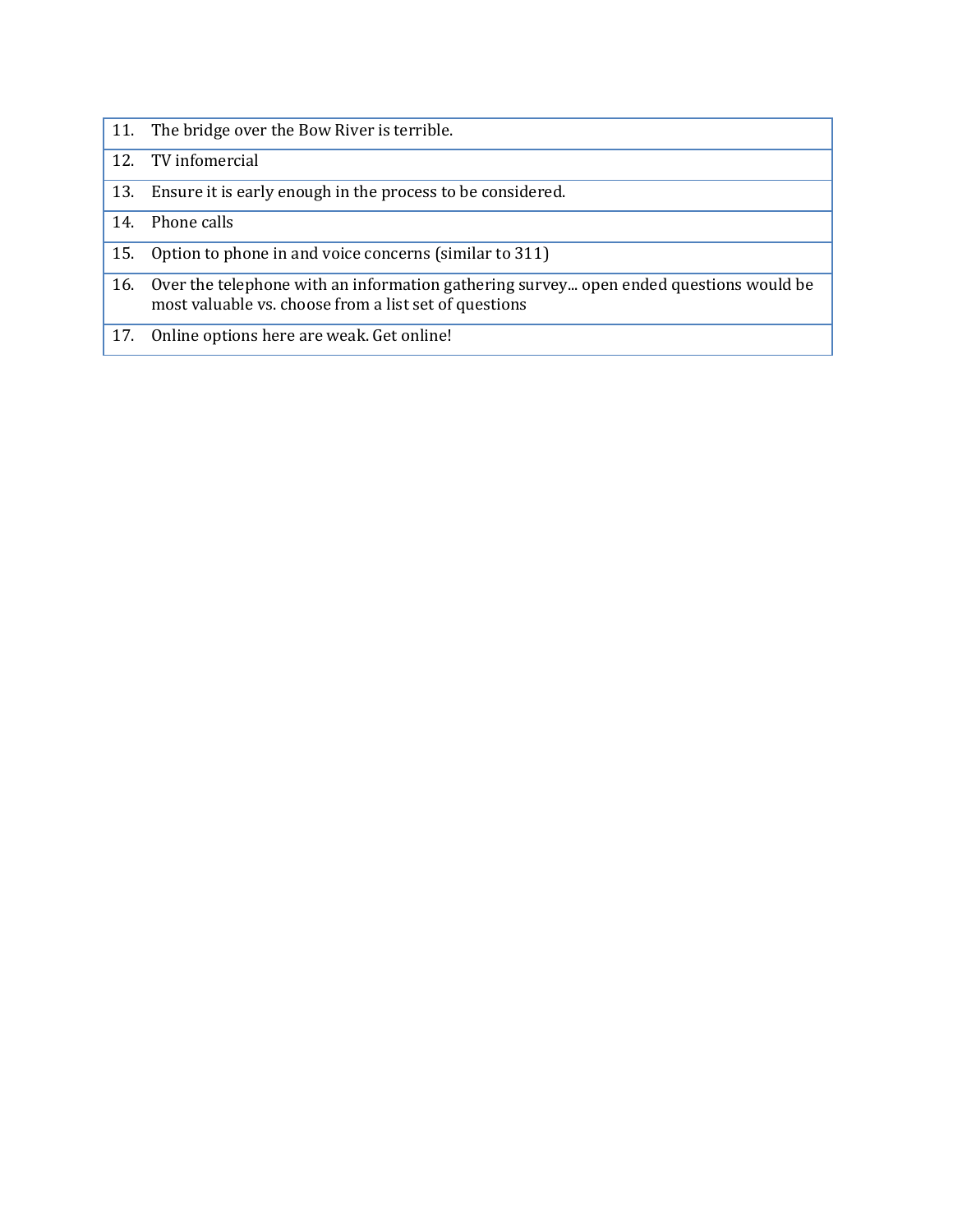11. The bridge over the Bow River is terrible.
12. TV infomercial
13. Ensure it is early enough in the process to be considered.
14. Phone calls
15. Option to phone in and voice concerns (similar to 311)
16. Over the telephone with an information gathering survey... open ended questions would be most valuable vs. choose from a list set of questions
17. Online options here are weak. Get online!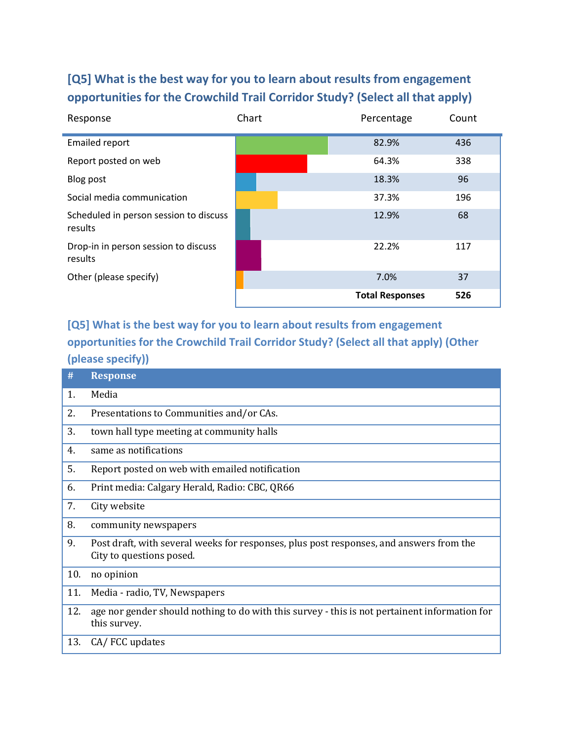### [Q5] What is the best way for you to learn about results from engagement opportunities for the Crowchild Trail Corridor Study? (Select all that apply)

| Response | Chart | Percentage | Count |
|---|---|---|---|
| Emailed report | | 82.9% | 436 |
| Report posted on web | | 64.3% | 338 |
| Blog post | | 18.3% | 96 |
| Social media communication | | 37.3% | 196 |
| Scheduled in person session to discuss results | | 12.9% | 68 |
| Drop-in in person session to discuss results | | 22.2% | 117 |
| Other (please specify) | | 7.0% | 37 |
| | | **Total Responses** | **526** |

### [Q5] What is the best way for you to learn about results from engagement opportunities for the Crowchild Trail Corridor Study? (Select all that apply) (Other (please specify))

| # | Response |
|---|---|
| 1. | Media |
| 2. | Presentations to Communities and/or CAs. |
| 3. | town hall type meeting at community halls |
| 4. | same as notifications |
| 5. | Report posted on web with emailed notification |
| 6. | Print media: Calgary Herald, Radio: CBC, QR66 |
| 7. | City website |
| 8. | community newspapers |
| 9. | Post draft, with several weeks for responses, plus post responses, and answers from the City to questions posed. |
| 10. | no opinion |
| 11. | Media - radio, TV, Newspapers |
| 12. | age nor gender should nothing to do with this survey - this is not pertainent information for this survey. |
| 13. | CA/ FCC updates |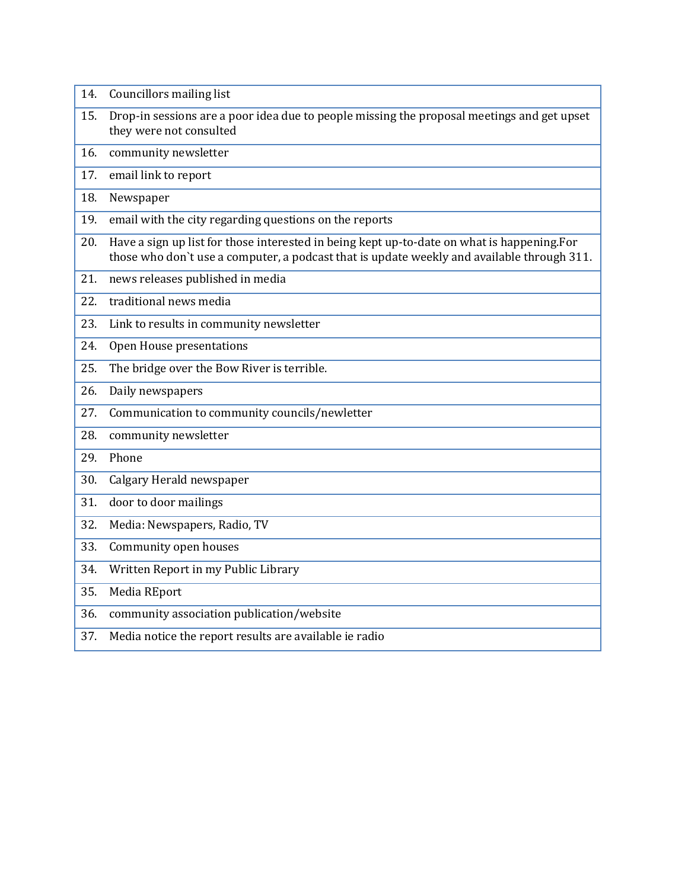| | |
|---|---|
| 14. | Councillors mailing list |
| 15. | Drop-in sessions are a poor idea due to people missing the proposal meetings and get upset they were not consulted |
| 16. | community newsletter |
| 17. | email link to report |
| 18. | Newspaper |
| 19. | email with the city regarding questions on the reports |
| 20. | Have a sign up list for those interested in being kept up-to-date on what is happening.For those who don`t use a computer, a podcast that is update weekly and available through 311. |
| 21. | news releases published in media |
| 22. | traditional news media |
| 23. | Link to results in community newsletter |
| 24. | Open House presentations |
| 25. | The bridge over the Bow River is terrible. |
| 26. | Daily newspapers |
| 27. | Communication to community councils/newletter |
| 28. | community newsletter |
| 29. | Phone |
| 30. | Calgary Herald newspaper |
| 31. | door to door mailings |
| 32. | Media: Newspapers, Radio, TV |
| 33. | Community open houses |
| 34. | Written Report in my Public Library |
| 35. | Media REport |
| 36. | community association publication/website |
| 37. | Media notice the report results are available ie radio |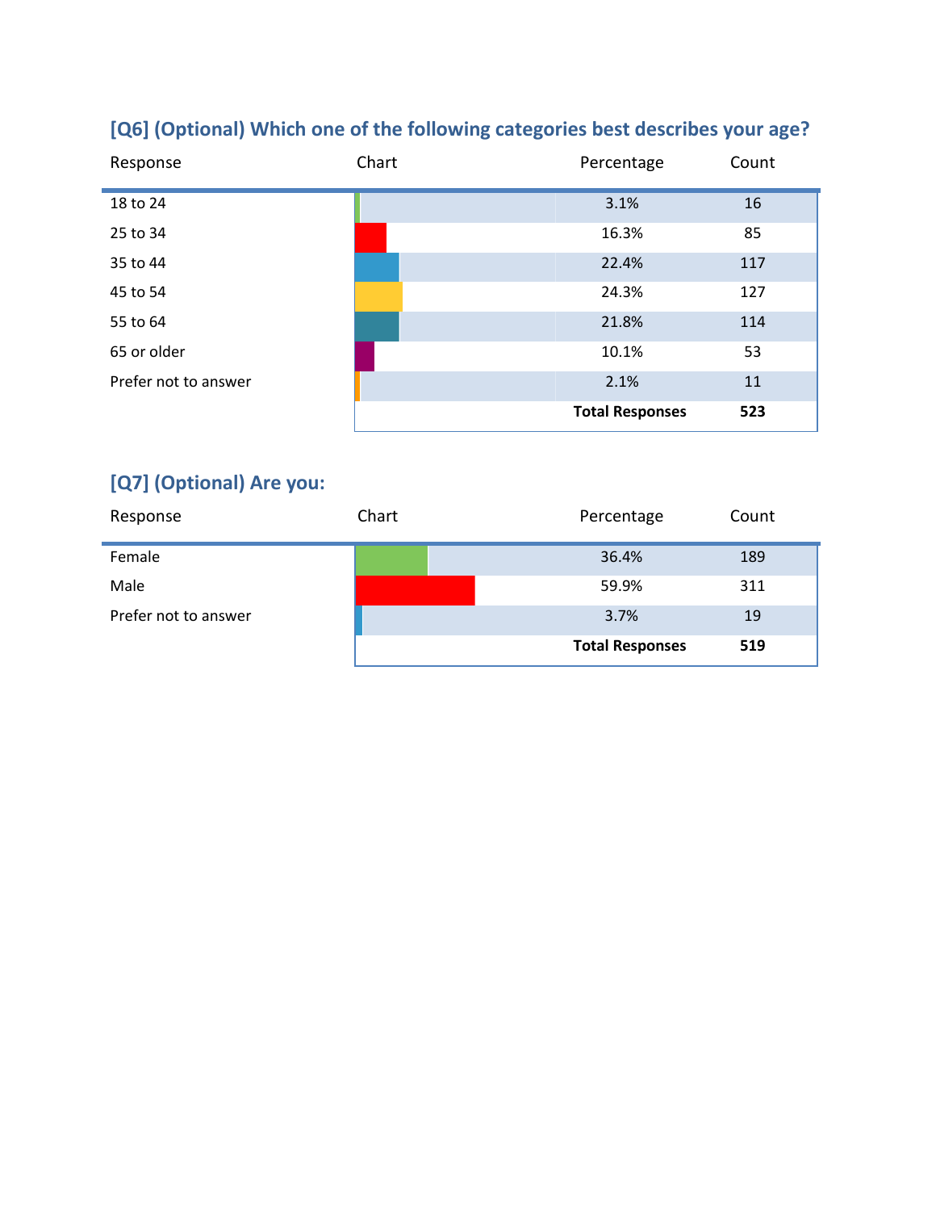## [Q6] (Optional) Which one of the following categories best describes your age?

| Response | Chart | Percentage | Count |
|---|---|---|---|
| 18 to 24 | | 3.1% | 16 |
| 25 to 34 | | 16.3% | 85 |
| 35 to 44 | | 22.4% | 117 |
| 45 to 54 | | 24.3% | 127 |
| 55 to 64 | | 21.8% | 114 |
| 65 or older | | 10.1% | 53 |
| Prefer not to answer | | 2.1% | 11 |
| | | **Total Responses** | **523** |

## [Q7] (Optional) Are you:

| Response | Chart | Percentage | Count |
|---|---|---|---|
| Female | | 36.4% | 189 |
| Male | | 59.9% | 311 |
| Prefer not to answer | | 3.7% | 19 |
| | | **Total Responses** | **519** |